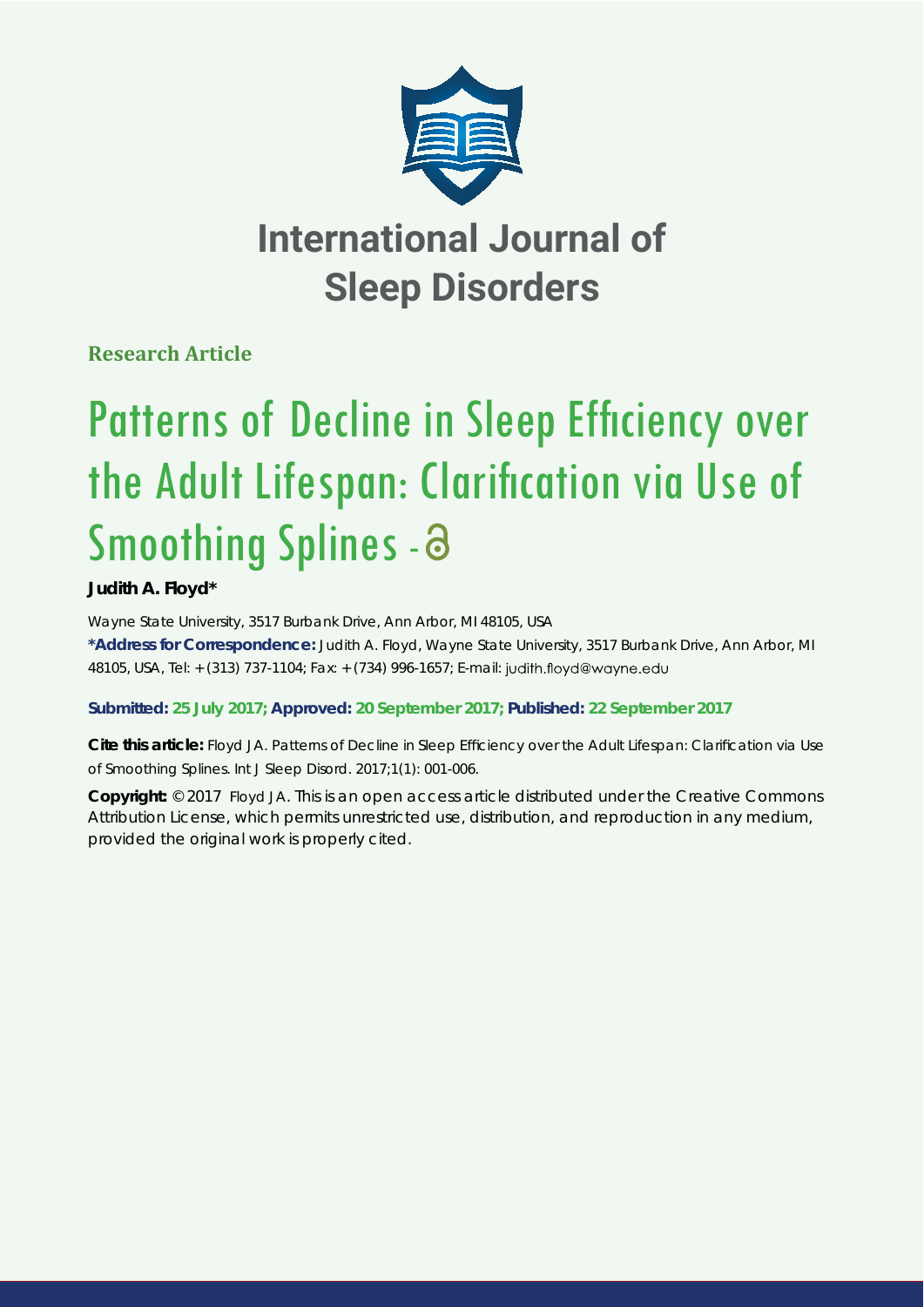# International Journal of Sleep Disorders

**Research Article**

# Patterns of Decline in Sleep Efficiency over the Adult Lifespan: Clarification via Use of Smoothing Splines -

**Judith A. Floyd***

Wayne State University, 3517 Burbank Drive, Ann Arbor, MI 48105, USA

**\*Address for Correspondence:** Judith A. Floyd, Wayne State University, 3517 Burbank Drive, Ann Arbor, MI 48105, USA, Tel: +(313) 737-1104; Fax: +(734) 996-1657; E-mail: judith.floyd@wayne.edu

**Submitted: 25 July 2017; Approved: 20 September 2017; Published: 22 September 2017**

**Cite this article:** Floyd JA. Patterns of Decline in Sleep Efficiency over the Adult Lifespan: Clarification via Use of Smoothing Splines. Int J Sleep Disord. 2017;1(1): 001-006.

**Copyright:** © 2017 Floyd JA. This is an open access article distributed under the Creative Commons Attribution License, which permits unrestricted use, distribution, and reproduction in any medium, provided the original work is properly cited.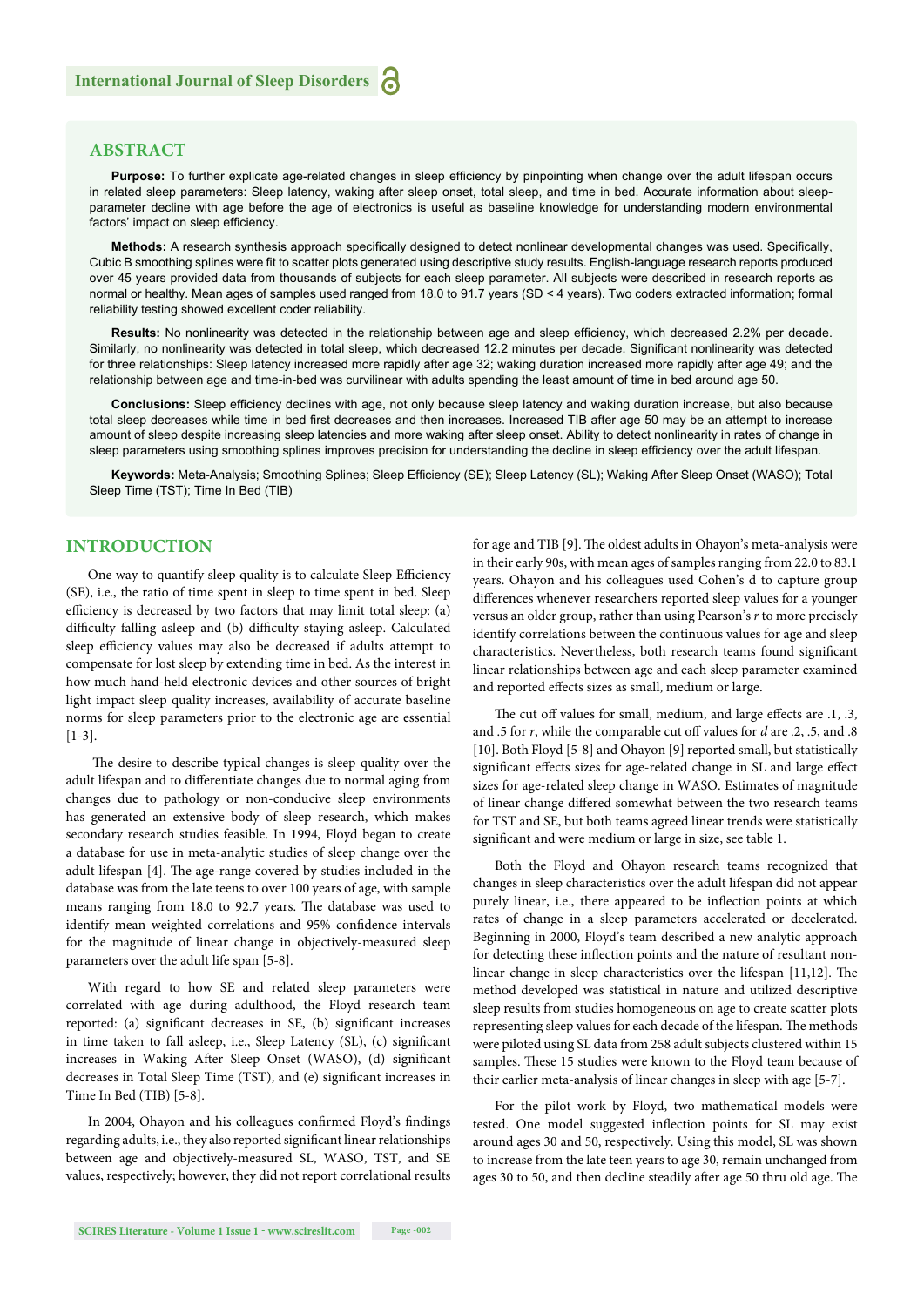## ABSTRACT

**Purpose:** To further explicate age-related changes in sleep efficiency by pinpointing when change over the adult lifespan occurs in related sleep parameters: Sleep latency, waking after sleep onset, total sleep, and time in bed. Accurate information about sleep-parameter decline with age before the age of electronics is useful as baseline knowledge for understanding modern environmental factors' impact on sleep efficiency.

**Methods:** A research synthesis approach specifically designed to detect nonlinear developmental changes was used. Specifically, Cubic B smoothing splines were fit to scatter plots generated using descriptive study results. English-language research reports produced over 45 years provided data from thousands of subjects for each sleep parameter. All subjects were described in research reports as normal or healthy. Mean ages of samples used ranged from 18.0 to 91.7 years (SD < 4 years). Two coders extracted information; formal reliability testing showed excellent coder reliability.

**Results:** No nonlinearity was detected in the relationship between age and sleep efficiency, which decreased 2.2% per decade. Similarly, no nonlinearity was detected in total sleep, which decreased 12.2 minutes per decade. Significant nonlinearity was detected for three relationships: Sleep latency increased more rapidly after age 32; waking duration increased more rapidly after age 49; and the relationship between age and time-in-bed was curvilinear with adults spending the least amount of time in bed around age 50.

**Conclusions:** Sleep efficiency declines with age, not only because sleep latency and waking duration increase, but also because total sleep decreases while time in bed first decreases and then increases. Increased TIB after age 50 may be an attempt to increase amount of sleep despite increasing sleep latencies and more waking after sleep onset. Ability to detect nonlinearity in rates of change in sleep parameters using smoothing splines improves precision for understanding the decline in sleep efficiency over the adult lifespan.

**Keywords:** Meta-Analysis; Smoothing Splines; Sleep Efficiency (SE); Sleep Latency (SL); Waking After Sleep Onset (WASO); Total Sleep Time (TST); Time In Bed (TIB)

## INTRODUCTION

One way to quantify sleep quality is to calculate Sleep Efficiency (SE), i.e., the ratio of time spent in sleep to time spent in bed. Sleep efficiency is decreased by two factors that may limit total sleep: (a) difficulty falling asleep and (b) difficulty staying asleep. Calculated sleep efficiency values may also be decreased if adults attempt to compensate for lost sleep by extending time in bed. As the interest in how much hand-held electronic devices and other sources of bright light impact sleep quality increases, availability of accurate baseline norms for sleep parameters prior to the electronic age are essential [1-3].

The desire to describe typical changes is sleep quality over the adult lifespan and to differentiate changes due to normal aging from changes due to pathology or non-conducive sleep environments has generated an extensive body of sleep research, which makes secondary research studies feasible. In 1994, Floyd began to create a database for use in meta-analytic studies of sleep change over the adult lifespan [4]. The age-range covered by studies included in the database was from the late teens to over 100 years of age, with sample means ranging from 18.0 to 92.7 years. The database was used to identify mean weighted correlations and 95% confidence intervals for the magnitude of linear change in objectively-measured sleep parameters over the adult life span [5-8].

With regard to how SE and related sleep parameters were correlated with age during adulthood, the Floyd research team reported: (a) significant decreases in SE, (b) significant increases in time taken to fall asleep, i.e., Sleep Latency (SL), (c) significant increases in Waking After Sleep Onset (WASO), (d) significant decreases in Total Sleep Time (TST), and (e) significant increases in Time In Bed (TIB) [5-8].

In 2004, Ohayon and his colleagues confirmed Floyd's findings regarding adults, i.e., they also reported significant linear relationships between age and objectively-measured SL, WASO, TST, and SE values, respectively; however, they did not report correlational results for age and TIB [9]. The oldest adults in Ohayon's meta-analysis were in their early 90s, with mean ages of samples ranging from 22.0 to 83.1 years. Ohayon and his colleagues used Cohen's d to capture group differences whenever researchers reported sleep values for a younger versus an older group, rather than using Pearson's *r* to more precisely identify correlations between the continuous values for age and sleep characteristics. Nevertheless, both research teams found significant linear relationships between age and each sleep parameter examined and reported effects sizes as small, medium or large.

The cut off values for small, medium, and large effects are .1, .3, and .5 for *r*, while the comparable cut off values for *d* are .2, .5, and .8 [10]. Both Floyd [5-8] and Ohayon [9] reported small, but statistically significant effects sizes for age-related change in SL and large effect sizes for age-related sleep change in WASO. Estimates of magnitude of linear change differed somewhat between the two research teams for TST and SE, but both teams agreed linear trends were statistically significant and were medium or large in size, see table 1.

Both the Floyd and Ohayon research teams recognized that changes in sleep characteristics over the adult lifespan did not appear purely linear, i.e., there appeared to be inflection points at which rates of change in a sleep parameters accelerated or decelerated. Beginning in 2000, Floyd's team described a new analytic approach for detecting these inflection points and the nature of resultant non-linear change in sleep characteristics over the lifespan [11,12]. The method developed was statistical in nature and utilized descriptive sleep results from studies homogeneous on age to create scatter plots representing sleep values for each decade of the lifespan. The methods were piloted using SL data from 258 adult subjects clustered within 15 samples. These 15 studies were known to the Floyd team because of their earlier meta-analysis of linear changes in sleep with age [5-7].

For the pilot work by Floyd, two mathematical models were tested. One model suggested inflection points for SL may exist around ages 30 and 50, respectively. Using this model, SL was shown to increase from the late teen years to age 30, remain unchanged from ages 30 to 50, and then decline steadily after age 50 thru old age. The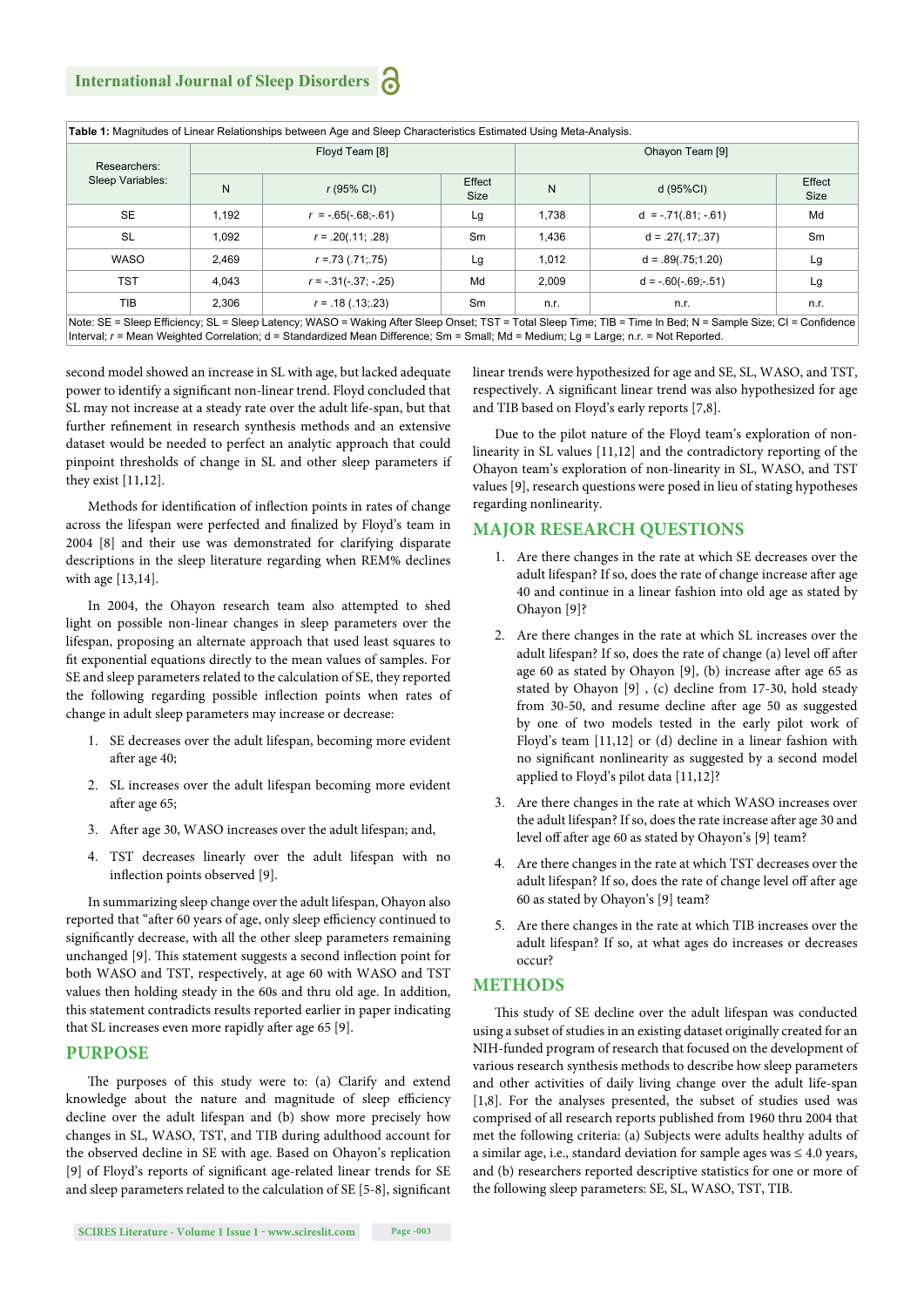**Table 1:** Magnitudes of Linear Relationships between Age and Sleep Characteristics Estimated Using Meta-Analysis.

| Researchers: Sleep Variables: | Floyd Team [8] | | | Ohayon Team [9] | | |
|---|---|---|---|---|---|---|
| | N | *r* (95% CI) | Effect Size | N | d (95%CI) | Effect Size |
| SE | 1,192 | *r* = -.65(-.68;-.61) | Lg | 1,738 | d = -.71(.81; -.61) | Md |
| SL | 1,092 | *r* = .20(.11; .28) | Sm | 1,436 | d = .27(.17;.37) | Sm |
| WASO | 2,469 | *r* =.73 (.71;.75) | Lg | 1,012 | d = .89(.75;1.20) | Lg |
| TST | 4,043 | *r* = -.31(-.37; -.25) | Md | 2,009 | d = -.60(-.69;-.51) | Lg |
| TIB | 2,306 | *r* = .18 (.13;.23) | Sm | n.r. | n.r. | n.r. |

Note: SE = Sleep Efficiency; SL = Sleep Latency; WASO = Waking After Sleep Onset; TST = Total Sleep Time; TIB = Time In Bed; N = Sample Size; CI = Confidence Interval; *r* = Mean Weighted Correlation; d = Standardized Mean Difference; Sm = Small; Md = Medium; Lg = Large; n.r. = Not Reported.

second model showed an increase in SL with age, but lacked adequate power to identify a significant non-linear trend. Floyd concluded that SL may not increase at a steady rate over the adult life-span, but that further refinement in research synthesis methods and an extensive dataset would be needed to perfect an analytic approach that could pinpoint thresholds of change in SL and other sleep parameters if they exist [11,12].

Methods for identification of inflection points in rates of change across the lifespan were perfected and finalized by Floyd's team in 2004 [8] and their use was demonstrated for clarifying disparate descriptions in the sleep literature regarding when REM% declines with age [13,14].

In 2004, the Ohayon research team also attempted to shed light on possible non-linear changes in sleep parameters over the lifespan, proposing an alternate approach that used least squares to fit exponential equations directly to the mean values of samples. For SE and sleep parameters related to the calculation of SE, they reported the following regarding possible inflection points when rates of change in adult sleep parameters may increase or decrease:

1. SE decreases over the adult lifespan, becoming more evident after age 40;
2. SL increases over the adult lifespan becoming more evident after age 65;
3. After age 30, WASO increases over the adult lifespan; and,
4. TST decreases linearly over the adult lifespan with no inflection points observed [9].

In summarizing sleep change over the adult lifespan, Ohayon also reported that "after 60 years of age, only sleep efficiency continued to significantly decrease, with all the other sleep parameters remaining unchanged [9]. This statement suggests a second inflection point for both WASO and TST, respectively, at age 60 with WASO and TST values then holding steady in the 60s and thru old age. In addition, this statement contradicts results reported earlier in paper indicating that SL increases even more rapidly after age 65 [9].

## PURPOSE

The purposes of this study were to: (a) Clarify and extend knowledge about the nature and magnitude of sleep efficiency decline over the adult lifespan and (b) show more precisely how changes in SL, WASO, TST, and TIB during adulthood account for the observed decline in SE with age. Based on Ohayon's replication [9] of Floyd's reports of significant age-related linear trends for SE and sleep parameters related to the calculation of SE [5-8], significant linear trends were hypothesized for age and SE, SL, WASO, and TST, respectively. A significant linear trend was also hypothesized for age and TIB based on Floyd's early reports [7,8].

Due to the pilot nature of the Floyd team's exploration of non-linearity in SL values [11,12] and the contradictory reporting of the Ohayon team's exploration of non-linearity in SL, WASO, and TST values [9], research questions were posed in lieu of stating hypotheses regarding nonlinearity.

## MAJOR RESEARCH QUESTIONS

1. Are there changes in the rate at which SE decreases over the adult lifespan? If so, does the rate of change increase after age 40 and continue in a linear fashion into old age as stated by Ohayon [9]?
2. Are there changes in the rate at which SL increases over the adult lifespan? If so, does the rate of change (a) level off after age 60 as stated by Ohayon [9], (b) increase after age 65 as stated by Ohayon [9] , (c) decline from 17-30, hold steady from 30-50, and resume decline after age 50 as suggested by one of two models tested in the early pilot work of Floyd's team [11,12] or (d) decline in a linear fashion with no significant nonlinearity as suggested by a second model applied to Floyd's pilot data [11,12]?
3. Are there changes in the rate at which WASO increases over the adult lifespan? If so, does the rate increase after age 30 and level off after age 60 as stated by Ohayon's [9] team?
4. Are there changes in the rate at which TST decreases over the adult lifespan? If so, does the rate of change level off after age 60 as stated by Ohayon's [9] team?
5. Are there changes in the rate at which TIB increases over the adult lifespan? If so, at what ages do increases or decreases occur?

## METHODS

This study of SE decline over the adult lifespan was conducted using a subset of studies in an existing dataset originally created for an NIH-funded program of research that focused on the development of various research synthesis methods to describe how sleep parameters and other activities of daily living change over the adult life-span [1,8]. For the analyses presented, the subset of studies used was comprised of all research reports published from 1960 thru 2004 that met the following criteria: (a) Subjects were adults healthy adults of a similar age, i.e., standard deviation for sample ages was ≤ 4.0 years, and (b) researchers reported descriptive statistics for one or more of the following sleep parameters: SE, SL, WASO, TST, TIB.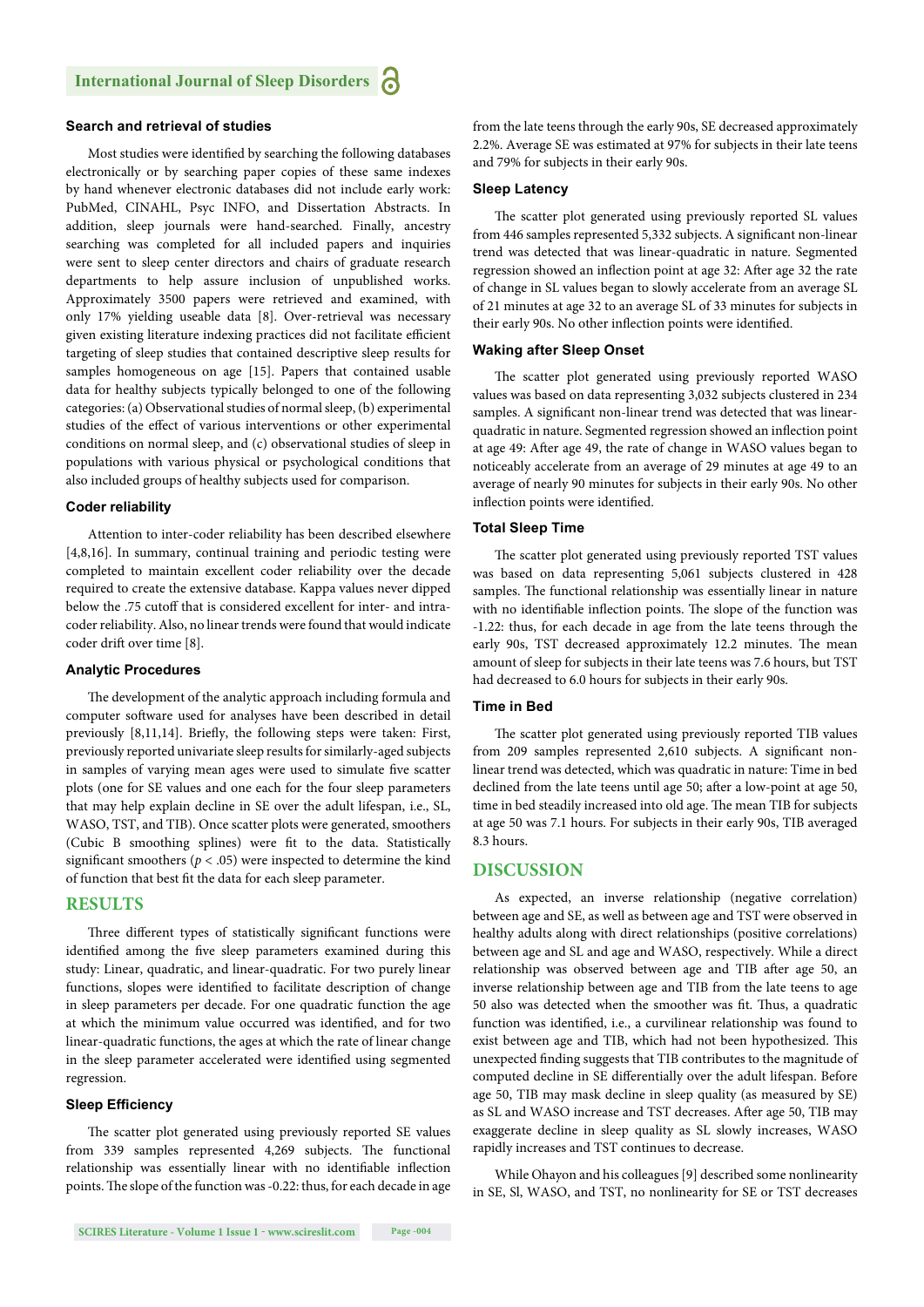### Search and retrieval of studies

Most studies were identified by searching the following databases electronically or by searching paper copies of these same indexes by hand whenever electronic databases did not include early work: PubMed, CINAHL, Psyc INFO, and Dissertation Abstracts. In addition, sleep journals were hand-searched. Finally, ancestry searching was completed for all included papers and inquiries were sent to sleep center directors and chairs of graduate research departments to help assure inclusion of unpublished works. Approximately 3500 papers were retrieved and examined, with only 17% yielding useable data [8]. Over-retrieval was necessary given existing literature indexing practices did not facilitate efficient targeting of sleep studies that contained descriptive sleep results for samples homogeneous on age [15]. Papers that contained usable data for healthy subjects typically belonged to one of the following categories: (a) Observational studies of normal sleep, (b) experimental studies of the effect of various interventions or other experimental conditions on normal sleep, and (c) observational studies of sleep in populations with various physical or psychological conditions that also included groups of healthy subjects used for comparison.

### Coder reliability

Attention to inter-coder reliability has been described elsewhere [4,8,16]. In summary, continual training and periodic testing were completed to maintain excellent coder reliability over the decade required to create the extensive database. Kappa values never dipped below the .75 cutoff that is considered excellent for inter- and intra-coder reliability. Also, no linear trends were found that would indicate coder drift over time [8].

### Analytic Procedures

The development of the analytic approach including formula and computer software used for analyses have been described in detail previously [8,11,14]. Briefly, the following steps were taken: First, previously reported univariate sleep results for similarly-aged subjects in samples of varying mean ages were used to simulate five scatter plots (one for SE values and one each for the four sleep parameters that may help explain decline in SE over the adult lifespan, i.e., SL, WASO, TST, and TIB). Once scatter plots were generated, smoothers (Cubic B smoothing splines) were fit to the data. Statistically significant smoothers ($p < .05$) were inspected to determine the kind of function that best fit the data for each sleep parameter.

## RESULTS

Three different types of statistically significant functions were identified among the five sleep parameters examined during this study: Linear, quadratic, and linear-quadratic. For two purely linear functions, slopes were identified to facilitate description of change in sleep parameters per decade. For one quadratic function the age at which the minimum value occurred was identified, and for two linear-quadratic functions, the ages at which the rate of linear change in the sleep parameter accelerated were identified using segmented regression.

### Sleep Efficiency

The scatter plot generated using previously reported SE values from 339 samples represented 4,269 subjects. The functional relationship was essentially linear with no identifiable inflection points. The slope of the function was -0.22: thus, for each decade in age from the late teens through the early 90s, SE decreased approximately 2.2%. Average SE was estimated at 97% for subjects in their late teens and 79% for subjects in their early 90s.

### Sleep Latency

The scatter plot generated using previously reported SL values from 446 samples represented 5,332 subjects. A significant non-linear trend was detected that was linear-quadratic in nature. Segmented regression showed an inflection point at age 32: After age 32 the rate of change in SL values began to slowly accelerate from an average SL of 21 minutes at age 32 to an average SL of 33 minutes for subjects in their early 90s. No other inflection points were identified.

### Waking after Sleep Onset

The scatter plot generated using previously reported WASO values was based on data representing 3,032 subjects clustered in 234 samples. A significant non-linear trend was detected that was linear-quadratic in nature. Segmented regression showed an inflection point at age 49: After age 49, the rate of change in WASO values began to noticeably accelerate from an average of 29 minutes at age 49 to an average of nearly 90 minutes for subjects in their early 90s. No other inflection points were identified.

### Total Sleep Time

The scatter plot generated using previously reported TST values was based on data representing 5,061 subjects clustered in 428 samples. The functional relationship was essentially linear in nature with no identifiable inflection points. The slope of the function was -1.22: thus, for each decade in age from the late teens through the early 90s, TST decreased approximately 12.2 minutes. The mean amount of sleep for subjects in their late teens was 7.6 hours, but TST had decreased to 6.0 hours for subjects in their early 90s.

### Time in Bed

The scatter plot generated using previously reported TIB values from 209 samples represented 2,610 subjects. A significant non-linear trend was detected, which was quadratic in nature: Time in bed declined from the late teens until age 50; after a low-point at age 50, time in bed steadily increased into old age. The mean TIB for subjects at age 50 was 7.1 hours. For subjects in their early 90s, TIB averaged 8.3 hours.

## DISCUSSION

As expected, an inverse relationship (negative correlation) between age and SE, as well as between age and TST were observed in healthy adults along with direct relationships (positive correlations) between age and SL and age and WASO, respectively. While a direct relationship was observed between age and TIB after age 50, an inverse relationship between age and TIB from the late teens to age 50 also was detected when the smoother was fit. Thus, a quadratic function was identified, i.e., a curvilinear relationship was found to exist between age and TIB, which had not been hypothesized. This unexpected finding suggests that TIB contributes to the magnitude of computed decline in SE differentially over the adult lifespan. Before age 50, TIB may mask decline in sleep quality (as measured by SE) as SL and WASO increase and TST decreases. After age 50, TIB may exaggerate decline in sleep quality as SL slowly increases, WASO rapidly increases and TST continues to decrease.

While Ohayon and his colleagues [9] described some nonlinearity in SE, Sl, WASO, and TST, no nonlinearity for SE or TST decreases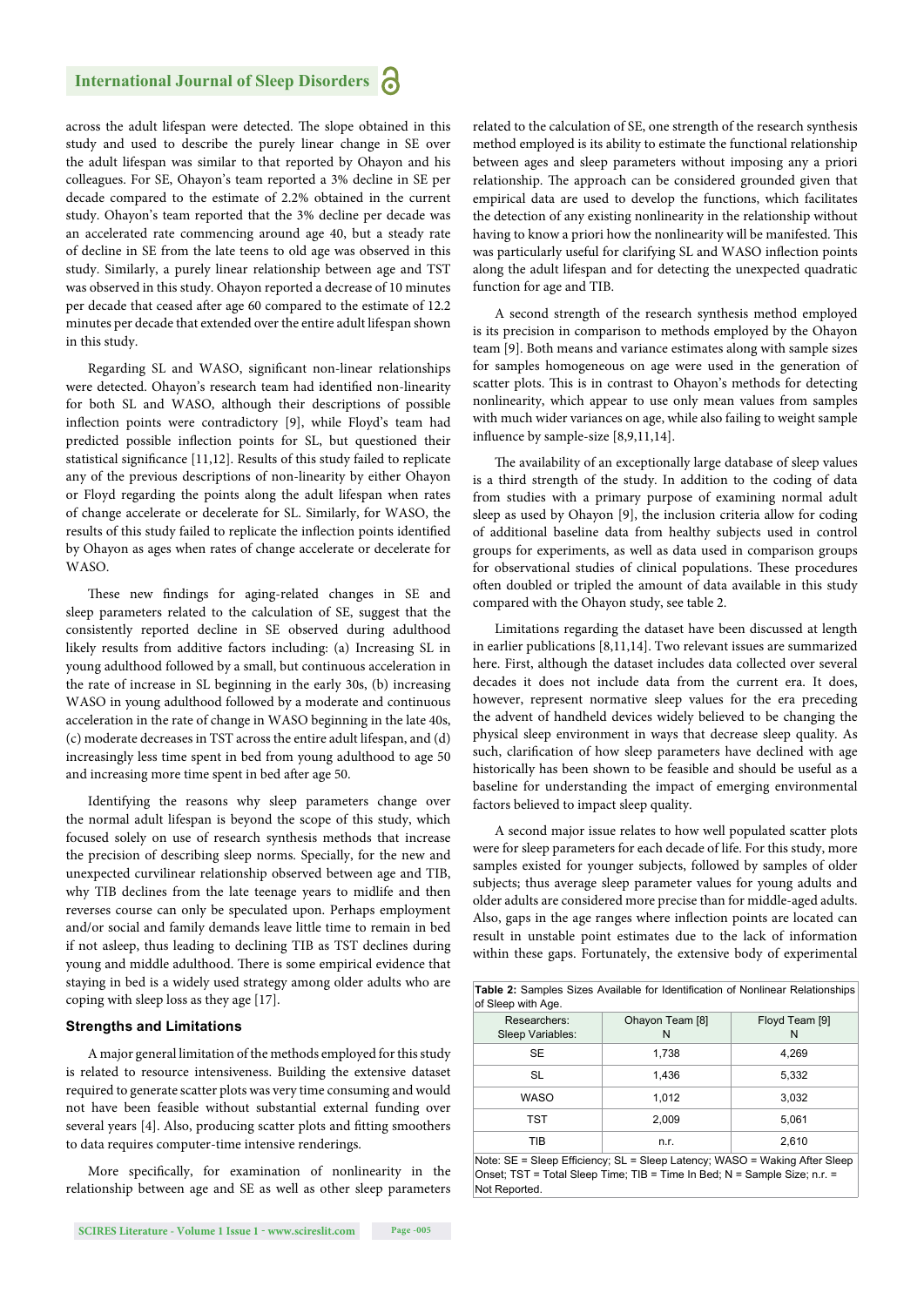across the adult lifespan were detected. The slope obtained in this study and used to describe the purely linear change in SE over the adult lifespan was similar to that reported by Ohayon and his colleagues. For SE, Ohayon's team reported a 3% decline in SE per decade compared to the estimate of 2.2% obtained in the current study. Ohayon's team reported that the 3% decline per decade was an accelerated rate commencing around age 40, but a steady rate of decline in SE from the late teens to old age was observed in this study. Similarly, a purely linear relationship between age and TST was observed in this study. Ohayon reported a decrease of 10 minutes per decade that ceased after age 60 compared to the estimate of 12.2 minutes per decade that extended over the entire adult lifespan shown in this study.

Regarding SL and WASO, significant non-linear relationships were detected. Ohayon's research team had identified non-linearity for both SL and WASO, although their descriptions of possible inflection points were contradictory [9], while Floyd's team had predicted possible inflection points for SL, but questioned their statistical significance [11,12]. Results of this study failed to replicate any of the previous descriptions of non-linearity by either Ohayon or Floyd regarding the points along the adult lifespan when rates of change accelerate or decelerate for SL. Similarly, for WASO, the results of this study failed to replicate the inflection points identified by Ohayon as ages when rates of change accelerate or decelerate for WASO.

These new findings for aging-related changes in SE and sleep parameters related to the calculation of SE, suggest that the consistently reported decline in SE observed during adulthood likely results from additive factors including: (a) Increasing SL in young adulthood followed by a small, but continuous acceleration in the rate of increase in SL beginning in the early 30s, (b) increasing WASO in young adulthood followed by a moderate and continuous acceleration in the rate of change in WASO beginning in the late 40s, (c) moderate decreases in TST across the entire adult lifespan, and (d) increasingly less time spent in bed from young adulthood to age 50 and increasing more time spent in bed after age 50.

Identifying the reasons why sleep parameters change over the normal adult lifespan is beyond the scope of this study, which focused solely on use of research synthesis methods that increase the precision of describing sleep norms. Specially, for the new and unexpected curvilinear relationship observed between age and TIB, why TIB declines from the late teenage years to midlife and then reverses course can only be speculated upon. Perhaps employment and/or social and family demands leave little time to remain in bed if not asleep, thus leading to declining TIB as TST declines during young and middle adulthood. There is some empirical evidence that staying in bed is a widely used strategy among older adults who are coping with sleep loss as they age [17].

### Strengths and Limitations

A major general limitation of the methods employed for this study is related to resource intensiveness. Building the extensive dataset required to generate scatter plots was very time consuming and would not have been feasible without substantial external funding over several years [4]. Also, producing scatter plots and fitting smoothers to data requires computer-time intensive renderings.

More specifically, for examination of nonlinearity in the relationship between age and SE as well as other sleep parameters related to the calculation of SE, one strength of the research synthesis method employed is its ability to estimate the functional relationship between ages and sleep parameters without imposing any a priori relationship. The approach can be considered grounded given that empirical data are used to develop the functions, which facilitates the detection of any existing nonlinearity in the relationship without having to know a priori how the nonlinearity will be manifested. This was particularly useful for clarifying SL and WASO inflection points along the adult lifespan and for detecting the unexpected quadratic function for age and TIB.

A second strength of the research synthesis method employed is its precision in comparison to methods employed by the Ohayon team [9]. Both means and variance estimates along with sample sizes for samples homogeneous on age were used in the generation of scatter plots. This is in contrast to Ohayon's methods for detecting nonlinearity, which appear to use only mean values from samples with much wider variances on age, while also failing to weight sample influence by sample-size [8,9,11,14].

The availability of an exceptionally large database of sleep values is a third strength of the study. In addition to the coding of data from studies with a primary purpose of examining normal adult sleep as used by Ohayon [9], the inclusion criteria allow for coding of additional baseline data from healthy subjects used in control groups for experiments, as well as data used in comparison groups for observational studies of clinical populations. These procedures often doubled or tripled the amount of data available in this study compared with the Ohayon study, see table 2.

Limitations regarding the dataset have been discussed at length in earlier publications [8,11,14]. Two relevant issues are summarized here. First, although the dataset includes data collected over several decades it does not include data from the current era. It does, however, represent normative sleep values for the era preceding the advent of handheld devices widely believed to be changing the physical sleep environment in ways that decrease sleep quality. As such, clarification of how sleep parameters have declined with age historically has been shown to be feasible and should be useful as a baseline for understanding the impact of emerging environmental factors believed to impact sleep quality.

A second major issue relates to how well populated scatter plots were for sleep parameters for each decade of life. For this study, more samples existed for younger subjects, followed by samples of older subjects; thus average sleep parameter values for young adults and older adults are considered more precise than for middle-aged adults. Also, gaps in the age ranges where inflection points are located can result in unstable point estimates due to the lack of information within these gaps. Fortunately, the extensive body of experimental

**Table 2:** Samples Sizes Available for Identification of Nonlinear Relationships of Sleep with Age.

| Researchers: Sleep Variables: | Ohayon Team [8] N | Floyd Team [9] N |
|---|---|---|
| SE | 1,738 | 4,269 |
| SL | 1,436 | 5,332 |
| WASO | 1,012 | 3,032 |
| TST | 2,009 | 5,061 |
| TIB | n.r. | 2,610 |

Note: SE = Sleep Efficiency; SL = Sleep Latency; WASO = Waking After Sleep Onset; TST = Total Sleep Time; TIB = Time In Bed; N = Sample Size; n.r. = Not Reported.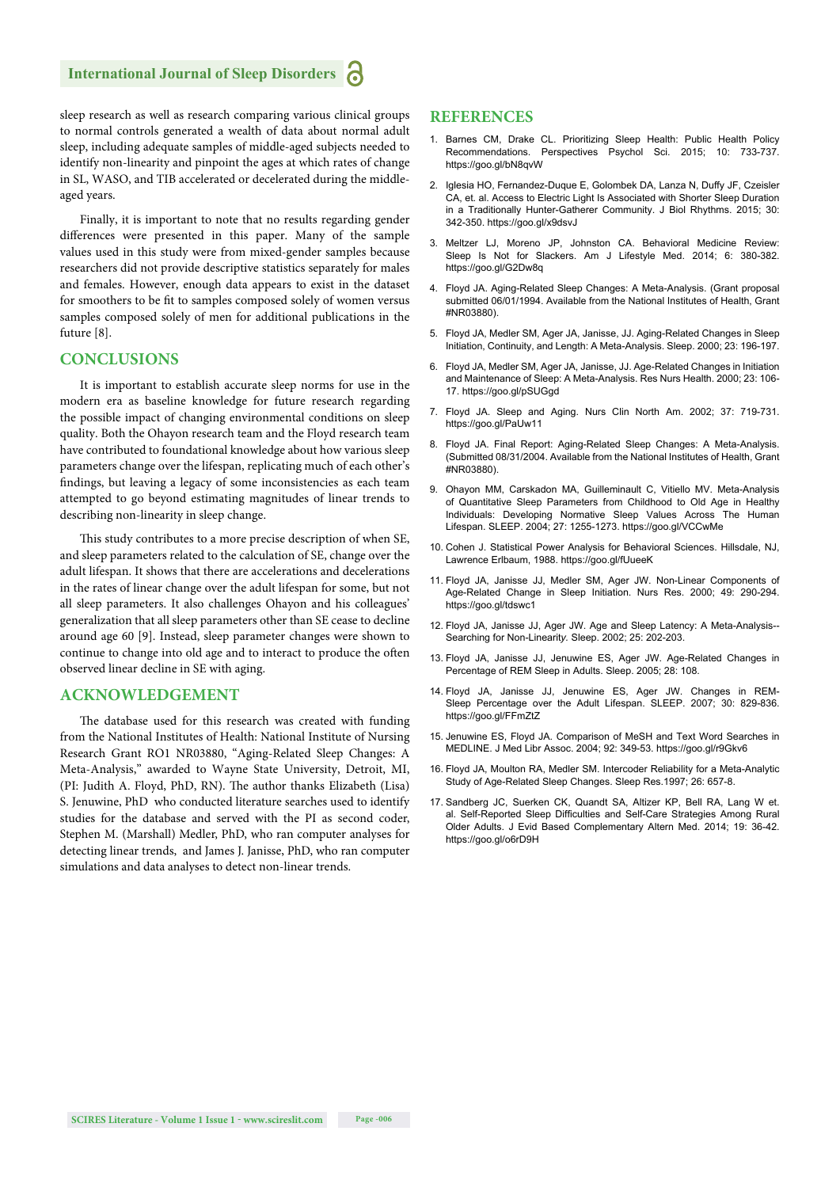sleep research as well as research comparing various clinical groups to normal controls generated a wealth of data about normal adult sleep, including adequate samples of middle-aged subjects needed to identify non-linearity and pinpoint the ages at which rates of change in SL, WASO, and TIB accelerated or decelerated during the middle-aged years.

Finally, it is important to note that no results regarding gender differences were presented in this paper. Many of the sample values used in this study were from mixed-gender samples because researchers did not provide descriptive statistics separately for males and females. However, enough data appears to exist in the dataset for smoothers to be fit to samples composed solely of women versus samples composed solely of men for additional publications in the future [8].

## CONCLUSIONS

It is important to establish accurate sleep norms for use in the modern era as baseline knowledge for future research regarding the possible impact of changing environmental conditions on sleep quality. Both the Ohayon research team and the Floyd research team have contributed to foundational knowledge about how various sleep parameters change over the lifespan, replicating much of each other's findings, but leaving a legacy of some inconsistencies as each team attempted to go beyond estimating magnitudes of linear trends to describing non-linearity in sleep change.

This study contributes to a more precise description of when SE, and sleep parameters related to the calculation of SE, change over the adult lifespan. It shows that there are accelerations and decelerations in the rates of linear change over the adult lifespan for some, but not all sleep parameters. It also challenges Ohayon and his colleagues' generalization that all sleep parameters other than SE cease to decline around age 60 [9]. Instead, sleep parameter changes were shown to continue to change into old age and to interact to produce the often observed linear decline in SE with aging.

## ACKNOWLEDGEMENT

The database used for this research was created with funding from the National Institutes of Health: National Institute of Nursing Research Grant RO1 NR03880, "Aging-Related Sleep Changes: A Meta-Analysis," awarded to Wayne State University, Detroit, MI, (PI: Judith A. Floyd, PhD, RN). The author thanks Elizabeth (Lisa) S. Jenuwine, PhD who conducted literature searches used to identify studies for the database and served with the PI as second coder, Stephen M. (Marshall) Medler, PhD, who ran computer analyses for detecting linear trends, and James J. Janisse, PhD, who ran computer simulations and data analyses to detect non-linear trends.

## REFERENCES

1. Barnes CM, Drake CL. Prioritizing Sleep Health: Public Health Policy Recommendations. Perspectives Psychol Sci. 2015; 10: 733-737. https://goo.gl/bN8qvW
2. Iglesia HO, Fernandez-Duque E, Golombek DA, Lanza N, Duffy JF, Czeisler CA, et. al. Access to Electric Light Is Associated with Shorter Sleep Duration in a Traditionally Hunter-Gatherer Community. J Biol Rhythms. 2015; 30: 342-350. https://goo.gl/x9dsvJ
3. Meltzer LJ, Moreno JP, Johnston CA. Behavioral Medicine Review: Sleep Is Not for Slackers. Am J Lifestyle Med. 2014; 6: 380-382. https://goo.gl/G2Dw8q
4. Floyd JA. Aging-Related Sleep Changes: A Meta-Analysis. (Grant proposal submitted 06/01/1994. Available from the National Institutes of Health, Grant #NR03880).
5. Floyd JA, Medler SM, Ager JA, Janisse, JJ. Aging-Related Changes in Sleep Initiation, Continuity, and Length: A Meta-Analysis. Sleep. 2000; 23: 196-197.
6. Floyd JA, Medler SM, Ager JA, Janisse, JJ. Age-Related Changes in Initiation and Maintenance of Sleep: A Meta-Analysis. Res Nurs Health. 2000; 23: 106-17. https://goo.gl/pSUGgd
7. Floyd JA. Sleep and Aging. Nurs Clin North Am. 2002; 37: 719-731. https://goo.gl/PaUw11
8. Floyd JA. Final Report: Aging-Related Sleep Changes: A Meta-Analysis. (Submitted 08/31/2004. Available from the National Institutes of Health, Grant #NR03880).
9. Ohayon MM, Carskadon MA, Guilleminault C, Vitiello MV. Meta-Analysis of Quantitative Sleep Parameters from Childhood to Old Age in Healthy Individuals: Developing Normative Sleep Values Across The Human Lifespan. SLEEP. 2004; 27: 1255-1273. https://goo.gl/VCCwMe
10. Cohen J. Statistical Power Analysis for Behavioral Sciences. Hillsdale, NJ, Lawrence Erlbaum, 1988. https://goo.gl/fUueeK
11. Floyd JA, Janisse JJ, Medler SM, Ager JW. Non-Linear Components of Age-Related Change in Sleep Initiation. Nurs Res. 2000; 49: 290-294. https://goo.gl/tdswc1
12. Floyd JA, Janisse JJ, Ager JW. Age and Sleep Latency: A Meta-Analysis--Searching for Non-Linearity. Sleep. 2002; 25: 202-203.
13. Floyd JA, Janisse JJ, Jenuwine ES, Ager JW. Age-Related Changes in Percentage of REM Sleep in Adults. Sleep. 2005; 28: 108.
14. Floyd JA, Janisse JJ, Jenuwine ES, Ager JW. Changes in REM-Sleep Percentage over the Adult Lifespan. SLEEP. 2007; 30: 829-836. https://goo.gl/FFmZtZ
15. Jenuwine ES, Floyd JA. Comparison of MeSH and Text Word Searches in MEDLINE. J Med Libr Assoc. 2004; 92: 349-53. https://goo.gl/r9Gkv6
16. Floyd JA, Moulton RA, Medler SM. Intercoder Reliability for a Meta-Analytic Study of Age-Related Sleep Changes. Sleep Res.1997; 26: 657-8.
17. Sandberg JC, Suerken CK, Quandt SA, Altizer KP, Bell RA, Lang W et. al. Self-Reported Sleep Difficulties and Self-Care Strategies Among Rural Older Adults. J Evid Based Complementary Altern Med. 2014; 19: 36-42. https://goo.gl/o6rD9H